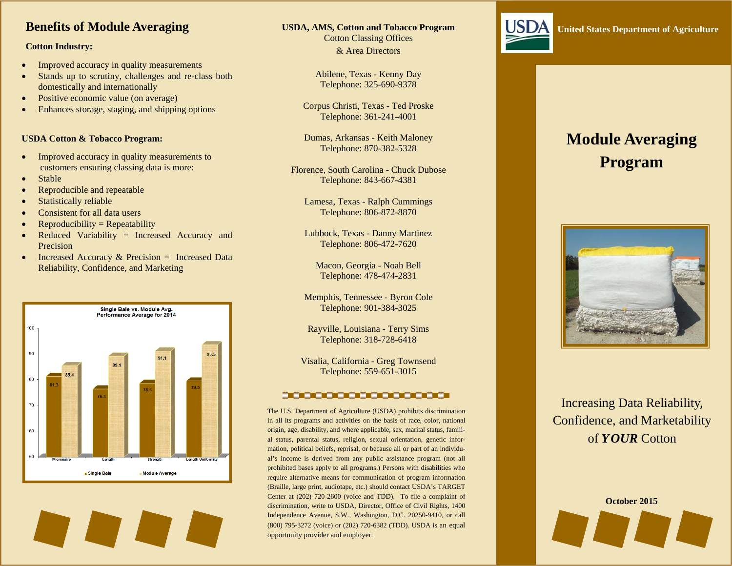## Benefits of Module Averaging

**Cotton Industry:**

- Improved accuracy in quality measurements
- Stands up to scrutiny, challenges and re-class both domestically and internationally
- Positive economic value (on average)
- Enhances storage, staging, and shipping options

**USDA Cotton & Tobacco Program:**

- Improved accuracy in quality measurements to customers ensuring classing data is more:
- Stable
- Reproducible and repeatable
- Statistically reliable
- Consistent for all data users
- Reproducibility = Repeatability
- Reduced Variability = Increased Accuracy and Precision
- Increased Accuracy & Precision = Increased Data Reliability, Confidence, and Marketing

Single Bale vs. Module Avg.
Performance Average for 2014

| | Single Bale | Module Average |
|---|---|---|
| Micronaire | 81.3 | 85.4 |
| Length | 76.4 | 89.1 |
| Strength | 78.6 | 91.1 |
| Length Uniformity | 79.5 | 93.5 |

**USDA, AMS, Cotton and Tobacco Program**
Cotton Classing Offices
& Area Directors

Abilene, Texas - Kenny Day
Telephone: 325-690-9378

Corpus Christi, Texas - Ted Proske
Telephone: 361-241-4001

Dumas, Arkansas - Keith Maloney
Telephone: 870-382-5328

Florence, South Carolina - Chuck Dubose
Telephone: 843-667-4381

Lamesa, Texas - Ralph Cummings
Telephone: 806-872-8870

Lubbock, Texas - Danny Martinez
Telephone: 806-472-7620

Macon, Georgia - Noah Bell
Telephone: 478-474-2831

Memphis, Tennessee - Byron Cole
Telephone: 901-384-3025

Rayville, Louisiana - Terry Sims
Telephone: 318-728-6418

Visalia, California - Greg Townsend
Telephone: 559-651-3015

The U.S. Department of Agriculture (USDA) prohibits discrimination in all its programs and activities on the basis of race, color, national origin, age, disability, and where applicable, sex, marital status, familial status, parental status, religion, sexual orientation, genetic information, political beliefs, reprisal, or because all or part of an individual's income is derived from any public assistance program (not all prohibited bases apply to all programs.) Persons with disabilities who require alternative means for communication of program information (Braille, large print, audiotape, etc.) should contact USDA's TARGET Center at (202) 720-2600 (voice and TDD). To file a complaint of discrimination, write to USDA, Director, Office of Civil Rights, 1400 Independence Avenue, S.W., Washington, D.C. 20250-9410, or call (800) 795-3272 (voice) or (202) 720-6382 (TDD). USDA is an equal opportunity provider and employer.

USDA **United States Department of Agriculture**

# Module Averaging Program

Increasing Data Reliability, Confidence, and Marketability of ***YOUR*** Cotton

**October 2015**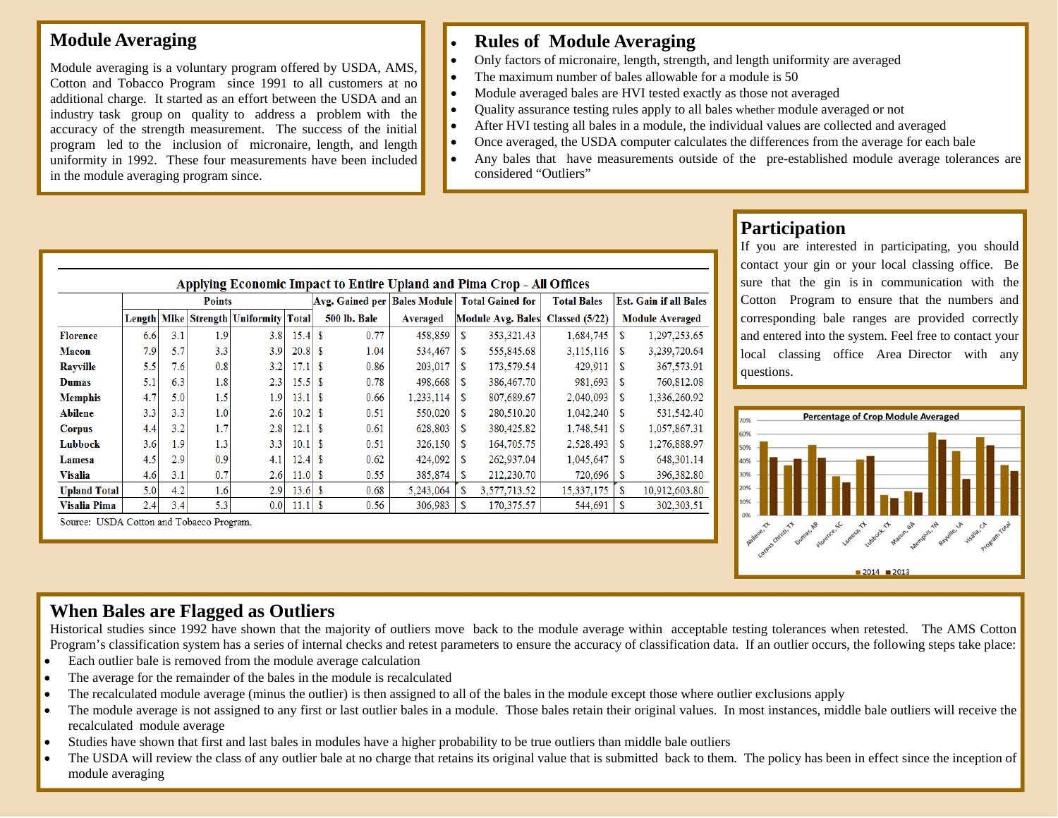## Module Averaging

Module averaging is a voluntary program offered by USDA, AMS, Cotton and Tobacco Program since 1991 to all customers at no additional charge. It started as an effort between the USDA and an industry task group on quality to address a problem with the accuracy of the strength measurement. The success of the initial program led to the inclusion of micronaire, length, and length uniformity in 1992. These four measurements have been included in the module averaging program since.

## Rules of Module Averaging

- Only factors of micronaire, length, strength, and length uniformity are averaged
- The maximum number of bales allowable for a module is 50
- Module averaged bales are HVI tested exactly as those not averaged
- Quality assurance testing rules apply to all bales whether module averaged or not
- After HVI testing all bales in a module, the individual values are collected and averaged
- Once averaged, the USDA computer calculates the differences from the average for each bale
- Any bales that have measurements outside of the pre-established module average tolerances are considered "Outliers"

## Participation

If you are interested in participating, you should contact your gin or your local classing office. Be sure that the gin is in communication with the Cotton Program to ensure that the numbers and corresponding bale ranges are provided correctly and entered into the system. Feel free to contact your local classing office Area Director with any questions.

**Applying Economic Impact to Entire Upland and Pima Crop - All Offices**

| | Points | | | | | Avg. Gained per | Bales Module | Total Gained for | Total Bales | Est. Gain if all Bales |
|---|---|---|---|---|---|---|---|---|---|---|
| | Length | Mike | Strength | Uniformity | Total | 500 lb. Bale | Averaged | Module Avg. Bales | Classed (5/22) | Module Averaged |
| Florence | 6.6 | 3.1 | 1.9 | 3.8 | 15.4 | $ 0.77 | 458,859 | $ 353,321.43 | 1,684,745 | $ 1,297,253.65 |
| Macon | 7.9 | 5.7 | 3.3 | 3.9 | 20.8 | $ 1.04 | 534,467 | $ 555,845.68 | 3,115,116 | $ 3,239,720.64 |
| Rayville | 5.5 | 7.6 | 0.8 | 3.2 | 17.1 | $ 0.86 | 203,017 | $ 173,579.54 | 429,911 | $ 367,573.91 |
| Dumas | 5.1 | 6.3 | 1.8 | 2.3 | 15.5 | $ 0.78 | 498,668 | $ 386,467.70 | 981,693 | $ 760,812.08 |
| Memphis | 4.7 | 5.0 | 1.5 | 1.9 | 13.1 | $ 0.66 | 1,233,114 | $ 807,689.67 | 2,040,093 | $ 1,336,260.92 |
| Abilene | 3.3 | 3.3 | 1.0 | 2.6 | 10.2 | $ 0.51 | 550,020 | $ 280,510.20 | 1,042,240 | $ 531,542.40 |
| Corpus | 4.4 | 3.2 | 1.7 | 2.8 | 12.1 | $ 0.61 | 628,803 | $ 380,425.82 | 1,748,541 | $ 1,057,867.31 |
| Lubbock | 3.6 | 1.9 | 1.3 | 3.3 | 10.1 | $ 0.51 | 326,150 | $ 164,705.75 | 2,528,493 | $ 1,276,888.97 |
| Lamesa | 4.5 | 2.9 | 0.9 | 4.1 | 12.4 | $ 0.62 | 424,092 | $ 262,937.04 | 1,045,647 | $ 648,301.14 |
| Visalia | 4.6 | 3.1 | 0.7 | 2.6 | 11.0 | $ 0.55 | 385,874 | $ 212,230.70 | 720,696 | $ 396,382.80 |
| Upland Total | 5.0 | 4.2 | 1.6 | 2.9 | 13.6 | $ 0.68 | 5,243,064 | $ 3,577,713.52 | 15,337,175 | $ 10,912,603.80 |
| Visalia Pima | 2.4 | 3.4 | 5.3 | 0.0 | 11.1 | $ 0.56 | 306,983 | $ 170,375.57 | 544,691 | $ 302,303.51 |

Source: USDA Cotton and Tobacco Program.

Percentage of Crop Module Averaged

70%
60%
50%
40%
30%
20%
10%
0%

Abilene, TX
Corpus Christi, TX
Dumas, AR
Florence, SC
Lamesa, TX
Lubbock, TX
Macon, GA
Memphis, TN
Rayville, LA
Visalia, CA
Program Total

2014 2013

## When Bales are Flagged as Outliers

Historical studies since 1992 have shown that the majority of outliers move back to the module average within acceptable testing tolerances when retested. The AMS Cotton Program's classification system has a series of internal checks and retest parameters to ensure the accuracy of classification data. If an outlier occurs, the following steps take place:

- Each outlier bale is removed from the module average calculation
- The average for the remainder of the bales in the module is recalculated
- The recalculated module average (minus the outlier) is then assigned to all of the bales in the module except those where outlier exclusions apply
- The module average is not assigned to any first or last outlier bales in a module. Those bales retain their original values. In most instances, middle bale outliers will receive the recalculated module average
- Studies have shown that first and last bales in modules have a higher probability to be true outliers than middle bale outliers
- The USDA will review the class of any outlier bale at no charge that retains its original value that is submitted back to them. The policy has been in effect since the inception of module averaging